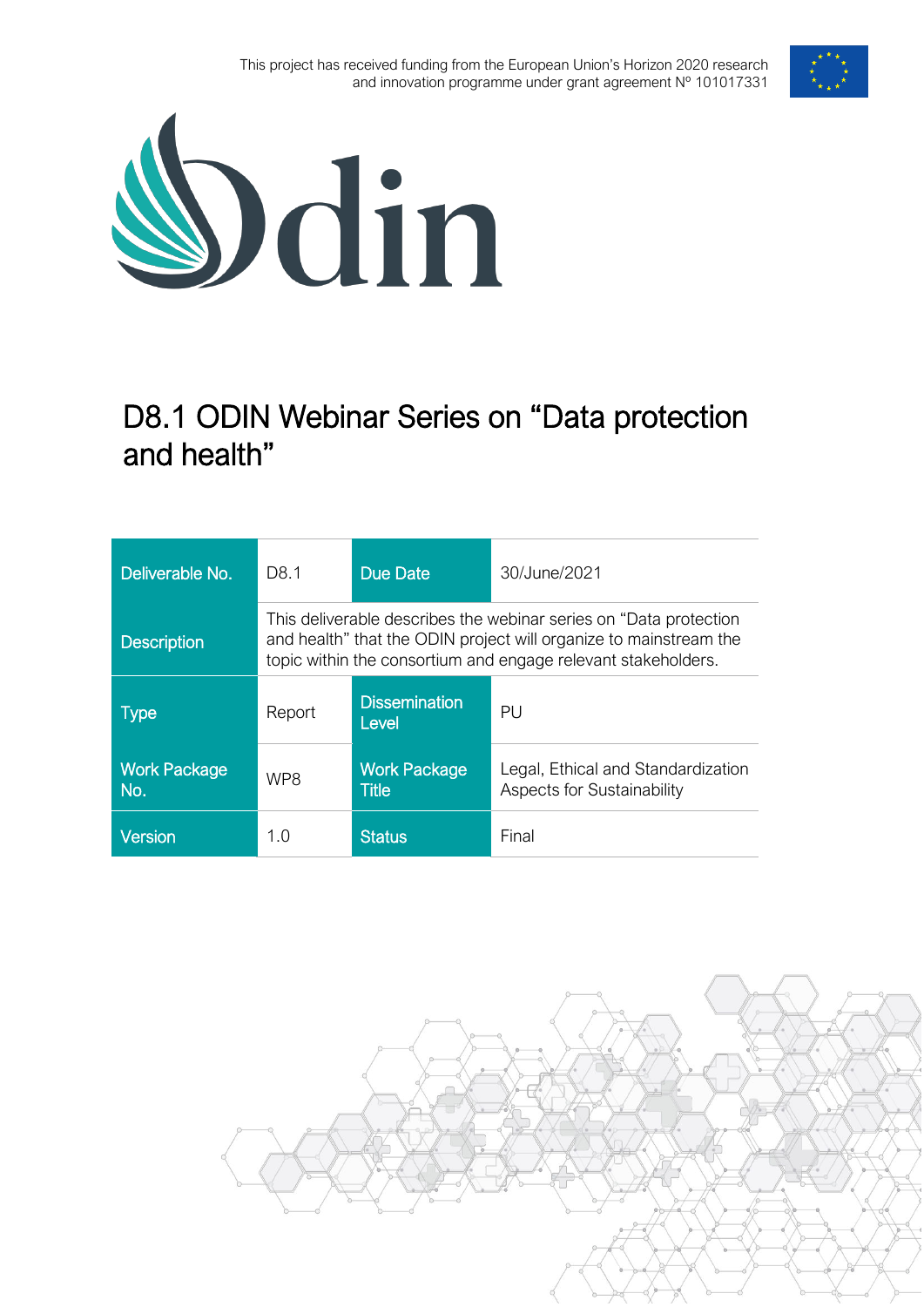This project has received funding from the European Union's Horizon 2020 research and innovation programme under grant agreement Nº 101017331

# D8.1 ODIN Webinar Series on "Data protection and health"

| Deliverable No. | D8.1 | Due Date | 30/June/2021 |
|---|---|---|---|
| Description | This deliverable describes the webinar series on "Data protection and health" that the ODIN project will organize to mainstream the topic within the consortium and engage relevant stakeholders. | | |
| Type | Report | Dissemination Level | PU |
| Work Package No. | WP8 | Work Package Title | Legal, Ethical and Standardization Aspects for Sustainability |
| Version | 1.0 | Status | Final |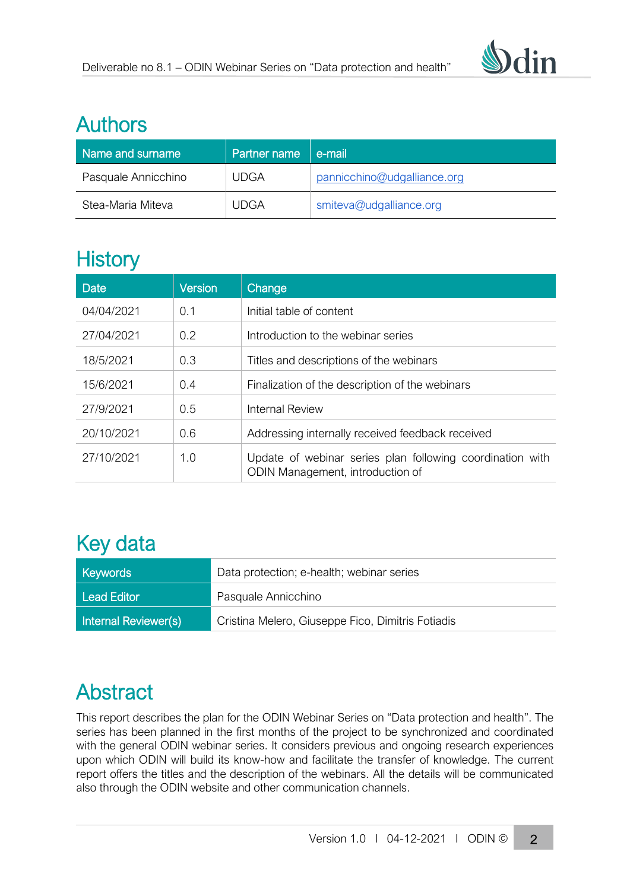# Authors

| Name and surname | Partner name | e-mail |
|---|---|---|
| Pasquale Annicchino | UDGA | pannicchino@udgalliance.org |
| Stea-Maria Miteva | UDGA | smiteva@udgalliance.org |

# History

| Date | Version | Change |
|---|---|---|
| 04/04/2021 | 0.1 | Initial table of content |
| 27/04/2021 | 0.2 | Introduction to the webinar series |
| 18/5/2021 | 0.3 | Titles and descriptions of the webinars |
| 15/6/2021 | 0.4 | Finalization of the description of the webinars |
| 27/9/2021 | 0.5 | Internal Review |
| 20/10/2021 | 0.6 | Addressing internally received feedback received |
| 27/10/2021 | 1.0 | Update of webinar series plan following coordination with ODIN Management, introduction of |

# Key data

| | |
|---|---|
| Keywords | Data protection; e-health; webinar series |
| Lead Editor | Pasquale Annicchino |
| Internal Reviewer(s) | Cristina Melero, Giuseppe Fico, Dimitris Fotiadis |

# Abstract

This report describes the plan for the ODIN Webinar Series on "Data protection and health". The series has been planned in the first months of the project to be synchronized and coordinated with the general ODIN webinar series. It considers previous and ongoing research experiences upon which ODIN will build its know-how and facilitate the transfer of knowledge. The current report offers the titles and the description of the webinars. All the details will be communicated also through the ODIN website and other communication channels.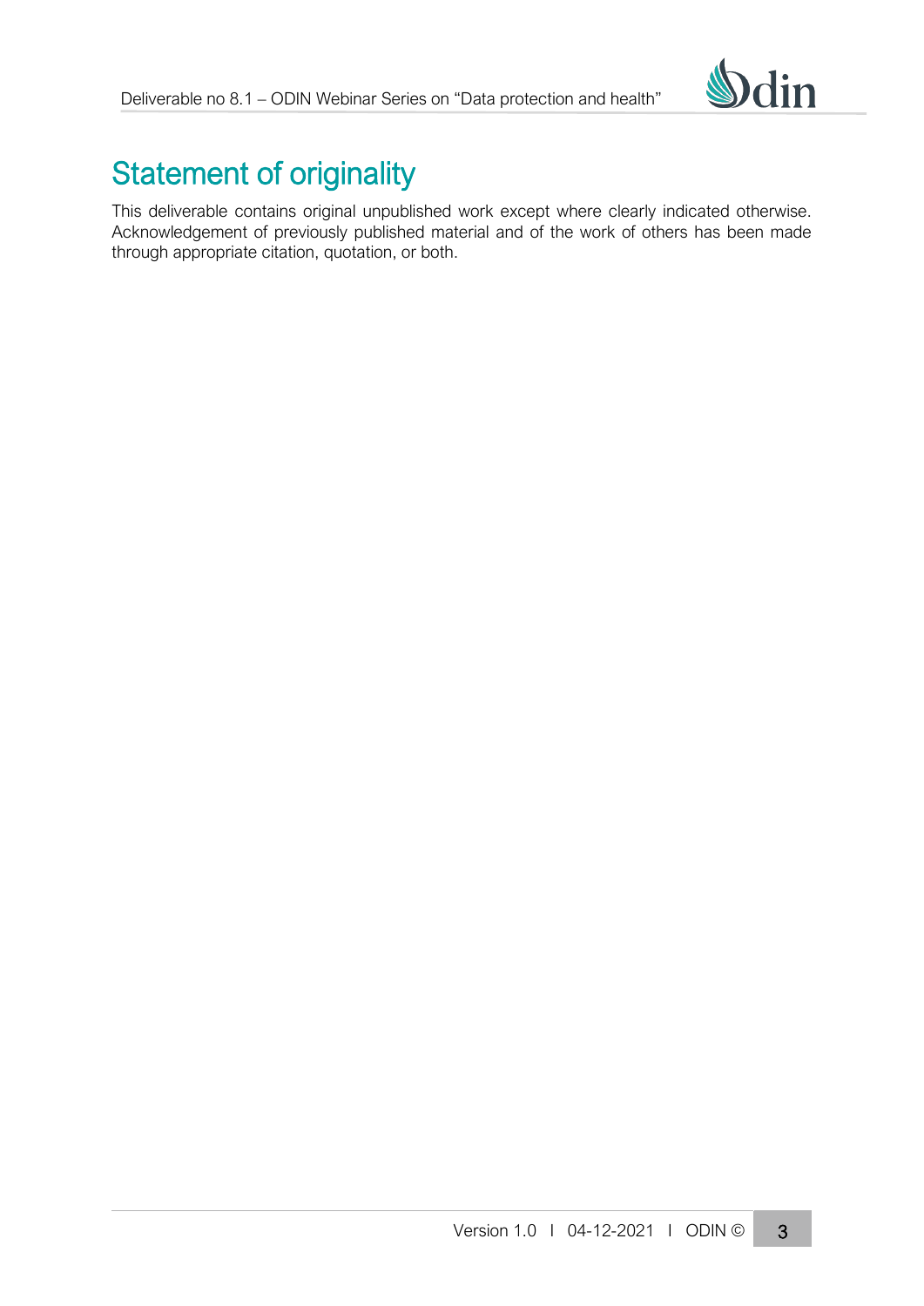# Statement of originality

This deliverable contains original unpublished work except where clearly indicated otherwise. Acknowledgement of previously published material and of the work of others has been made through appropriate citation, quotation, or both.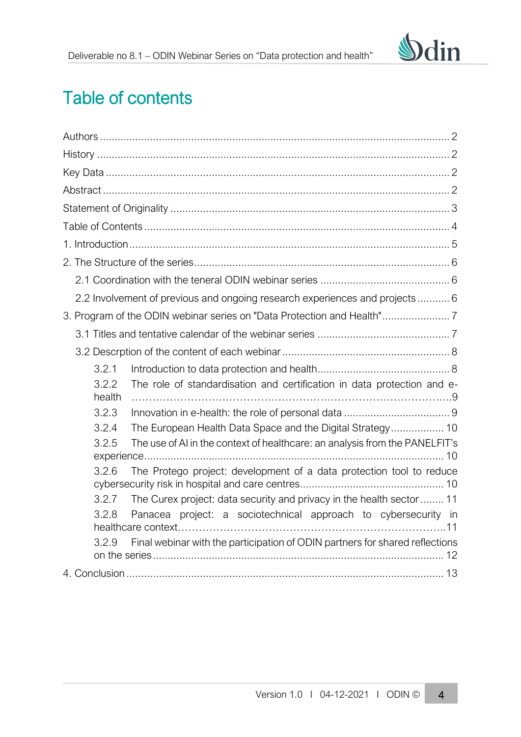# Table of contents

Authors .......... 2

History .......... 2

Key Data .......... 2

Abstract .......... 2

Statement of Originality .......... 3

Table of Contents .......... 4

1. Introduction .......... 5

2. The Structure of the series .......... 6

    2.1 Coordination with the teneral ODIN webinar series .......... 6

    2.2 Involvement of previous and ongoing research experiences and projects .......... 6

3. Program of the ODIN webinar series on "Data Protection and Health" .......... 7

    3.1 Titles and tentative calendar of the webinar series .......... 7

    3.2 Descrption of the content of each webinar .......... 8

        3.2.1 Introduction to data protection and health .......... 8

        3.2.2 The role of standardisation and certification in data protection and e-health .......... 9

        3.2.3 Innovation in e-health: the role of personal data .......... 9

        3.2.4 The European Health Data Space and the Digital Strategy .......... 10

        3.2.5 The use of AI in the context of healthcare: an analysis from the PANELFIT's experience .......... 10

        3.2.6 The Protego project: development of a data protection tool to reduce cybersecurity risk in hospital and care centres .......... 10

        3.2.7 The Curex project: data security and privacy in the health sector .......... 11

        3.2.8 Panacea project: a sociotechnical approach to cybersecurity in healthcare context .......... 11

        3.2.9 Final webinar with the participation of ODIN partners for shared reflections on the series .......... 12

4. Conclusion .......... 13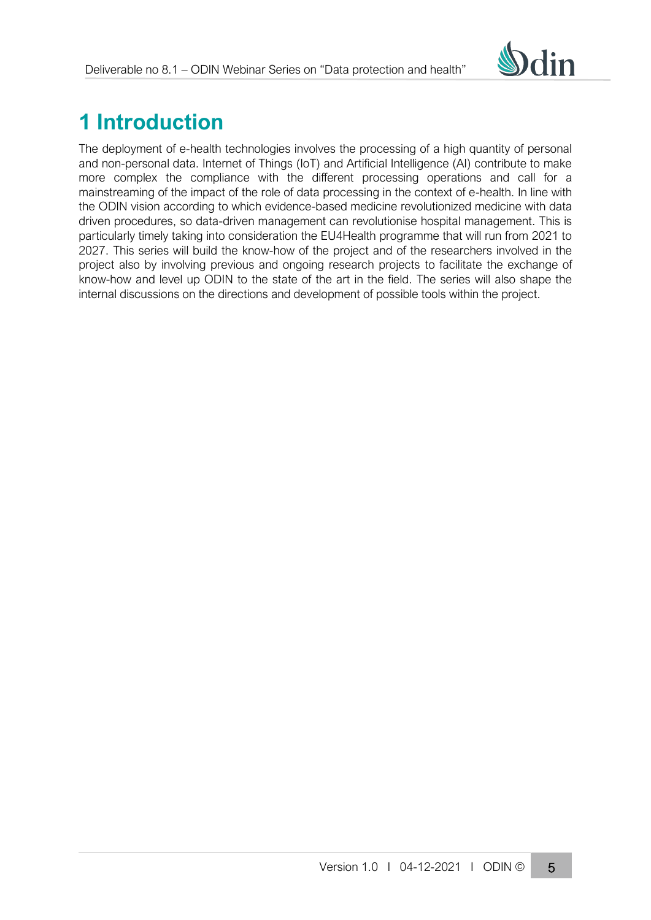# 1 Introduction

The deployment of e-health technologies involves the processing of a high quantity of personal and non-personal data. Internet of Things (IoT) and Artificial Intelligence (AI) contribute to make more complex the compliance with the different processing operations and call for a mainstreaming of the impact of the role of data processing in the context of e-health. In line with the ODIN vision according to which evidence-based medicine revolutionized medicine with data driven procedures, so data-driven management can revolutionise hospital management. This is particularly timely taking into consideration the EU4Health programme that will run from 2021 to 2027. This series will build the know-how of the project and of the researchers involved in the project also by involving previous and ongoing research projects to facilitate the exchange of know-how and level up ODIN to the state of the art in the field. The series will also shape the internal discussions on the directions and development of possible tools within the project.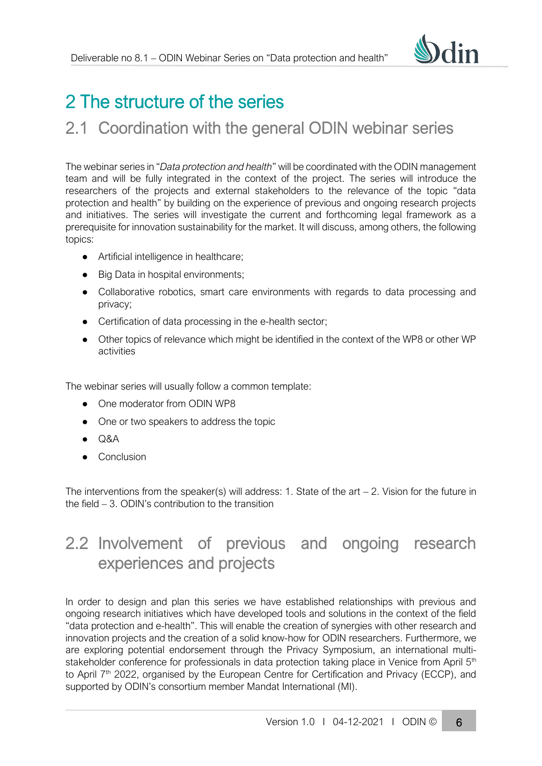# 2 The structure of the series

## 2.1 Coordination with the general ODIN webinar series

The webinar series in "*Data protection and health*" will be coordinated with the ODIN management team and will be fully integrated in the context of the project. The series will introduce the researchers of the projects and external stakeholders to the relevance of the topic "data protection and health" by building on the experience of previous and ongoing research projects and initiatives. The series will investigate the current and forthcoming legal framework as a prerequisite for innovation sustainability for the market. It will discuss, among others, the following topics:

- Artificial intelligence in healthcare;
- Big Data in hospital environments;
- Collaborative robotics, smart care environments with regards to data processing and privacy;
- Certification of data processing in the e-health sector;
- Other topics of relevance which might be identified in the context of the WP8 or other WP activities

The webinar series will usually follow a common template:

- One moderator from ODIN WP8
- One or two speakers to address the topic
- Q&A
- Conclusion

The interventions from the speaker(s) will address: 1. State of the art – 2. Vision for the future in the field – 3. ODIN's contribution to the transition

## 2.2 Involvement of previous and ongoing research experiences and projects

In order to design and plan this series we have established relationships with previous and ongoing research initiatives which have developed tools and solutions in the context of the field "data protection and e-health". This will enable the creation of synergies with other research and innovation projects and the creation of a solid know-how for ODIN researchers. Furthermore, we are exploring potential endorsement through the Privacy Symposium, an international multi-stakeholder conference for professionals in data protection taking place in Venice from April 5th to April 7th 2022, organised by the European Centre for Certification and Privacy (ECCP), and supported by ODIN's consortium member Mandat International (MI).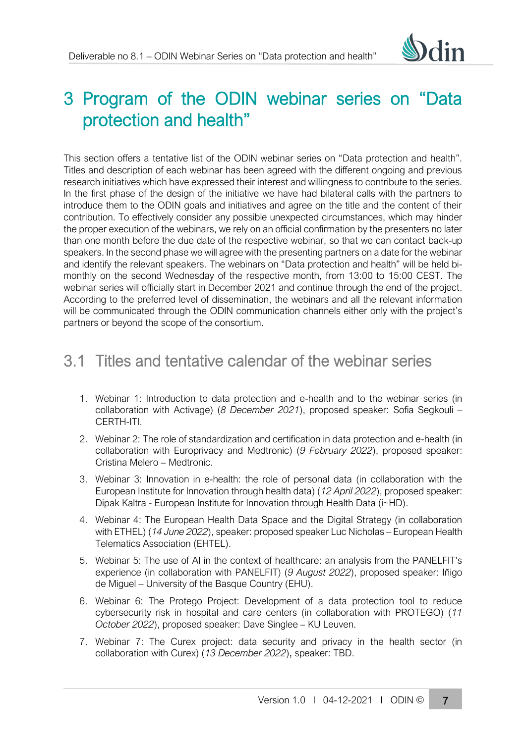# 3 Program of the ODIN webinar series on "Data protection and health"

This section offers a tentative list of the ODIN webinar series on "Data protection and health". Titles and description of each webinar has been agreed with the different ongoing and previous research initiatives which have expressed their interest and willingness to contribute to the series. In the first phase of the design of the initiative we have had bilateral calls with the partners to introduce them to the ODIN goals and initiatives and agree on the title and the content of their contribution. To effectively consider any possible unexpected circumstances, which may hinder the proper execution of the webinars, we rely on an official confirmation by the presenters no later than one month before the due date of the respective webinar, so that we can contact back-up speakers. In the second phase we will agree with the presenting partners on a date for the webinar and identify the relevant speakers. The webinars on "Data protection and health" will be held bi-monthly on the second Wednesday of the respective month, from 13:00 to 15:00 CEST. The webinar series will officially start in December 2021 and continue through the end of the project. According to the preferred level of dissemination, the webinars and all the relevant information will be communicated through the ODIN communication channels either only with the project's partners or beyond the scope of the consortium.

## 3.1 Titles and tentative calendar of the webinar series

1. Webinar 1: Introduction to data protection and e-health and to the webinar series (in collaboration with Activage) (*8 December 2021*), proposed speaker: Sofia Segkouli – CERTH-ITI.
2. Webinar 2: The role of standardization and certification in data protection and e-health (in collaboration with Europrivacy and Medtronic) (*9 February 2022*), proposed speaker: Cristina Melero – Medtronic.
3. Webinar 3: Innovation in e-health: the role of personal data (in collaboration with the European Institute for Innovation through health data) (*12 April 2022*), proposed speaker: Dipak Kaltra - European Institute for Innovation through Health Data (i~HD).
4. Webinar 4: The European Health Data Space and the Digital Strategy (in collaboration with ETHEL) (*14 June 2022*), speaker: proposed speaker Luc Nicholas – European Health Telematics Association (EHTEL).
5. Webinar 5: The use of AI in the context of healthcare: an analysis from the PANELFIT's experience (in collaboration with PANELFIT) (*9 August 2022*), proposed speaker: Iñigo de Miguel – University of the Basque Country (EHU).
6. Webinar 6: The Protego Project: Development of a data protection tool to reduce cybersecurity risk in hospital and care centers (in collaboration with PROTEGO) (*11 October 2022*), proposed speaker: Dave Singlee – KU Leuven.
7. Webinar 7: The Curex project: data security and privacy in the health sector (in collaboration with Curex) (*13 December 2022*), speaker: TBD.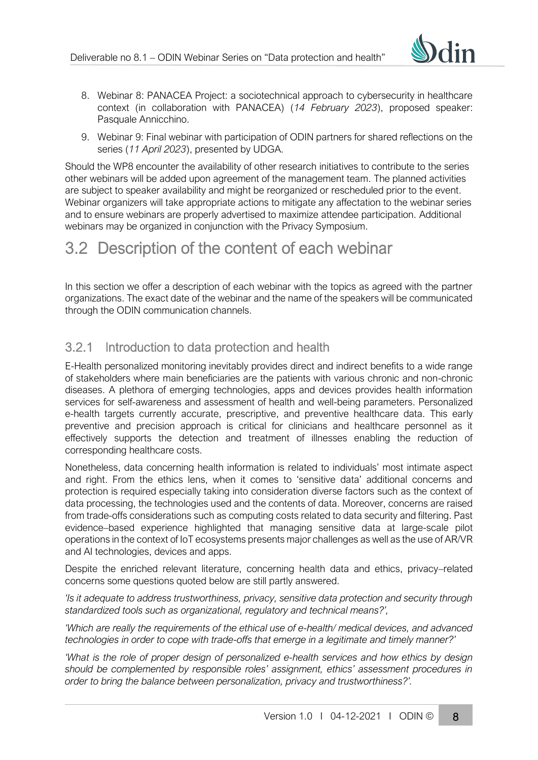8. Webinar 8: PANACEA Project: a sociotechnical approach to cybersecurity in healthcare context (in collaboration with PANACEA) (*14 February 2023*), proposed speaker: Pasquale Annicchino.
9. Webinar 9: Final webinar with participation of ODIN partners for shared reflections on the series (*11 April 2023*), presented by UDGA.

Should the WP8 encounter the availability of other research initiatives to contribute to the series other webinars will be added upon agreement of the management team. The planned activities are subject to speaker availability and might be reorganized or rescheduled prior to the event. Webinar organizers will take appropriate actions to mitigate any affectation to the webinar series and to ensure webinars are properly advertised to maximize attendee participation. Additional webinars may be organized in conjunction with the Privacy Symposium.

## 3.2 Description of the content of each webinar

In this section we offer a description of each webinar with the topics as agreed with the partner organizations. The exact date of the webinar and the name of the speakers will be communicated through the ODIN communication channels.

### 3.2.1 Introduction to data protection and health

E-Health personalized monitoring inevitably provides direct and indirect benefits to a wide range of stakeholders where main beneficiaries are the patients with various chronic and non-chronic diseases. A plethora of emerging technologies, apps and devices provides health information services for self-awareness and assessment of health and well-being parameters. Personalized e-health targets currently accurate, prescriptive, and preventive healthcare data. This early preventive and precision approach is critical for clinicians and healthcare personnel as it effectively supports the detection and treatment of illnesses enabling the reduction of corresponding healthcare costs.

Nonetheless, data concerning health information is related to individuals' most intimate aspect and right. From the ethics lens, when it comes to 'sensitive data' additional concerns and protection is required especially taking into consideration diverse factors such as the context of data processing, the technologies used and the contents of data. Moreover, concerns are raised from trade-offs considerations such as computing costs related to data security and filtering. Past evidence–based experience highlighted that managing sensitive data at large-scale pilot operations in the context of IoT ecosystems presents major challenges as well as the use of AR/VR and AI technologies, devices and apps.

Despite the enriched relevant literature, concerning health data and ethics, privacy–related concerns some questions quoted below are still partly answered.

*'Is it adequate to address trustworthiness, privacy, sensitive data protection and security through standardized tools such as organizational, regulatory and technical means?',*

*'Which are really the requirements of the ethical use of e-health/ medical devices, and advanced technologies in order to cope with trade-offs that emerge in a legitimate and timely manner?'*

*'What is the role of proper design of personalized e-health services and how ethics by design should be complemented by responsible roles' assignment, ethics' assessment procedures in order to bring the balance between personalization, privacy and trustworthiness?'.*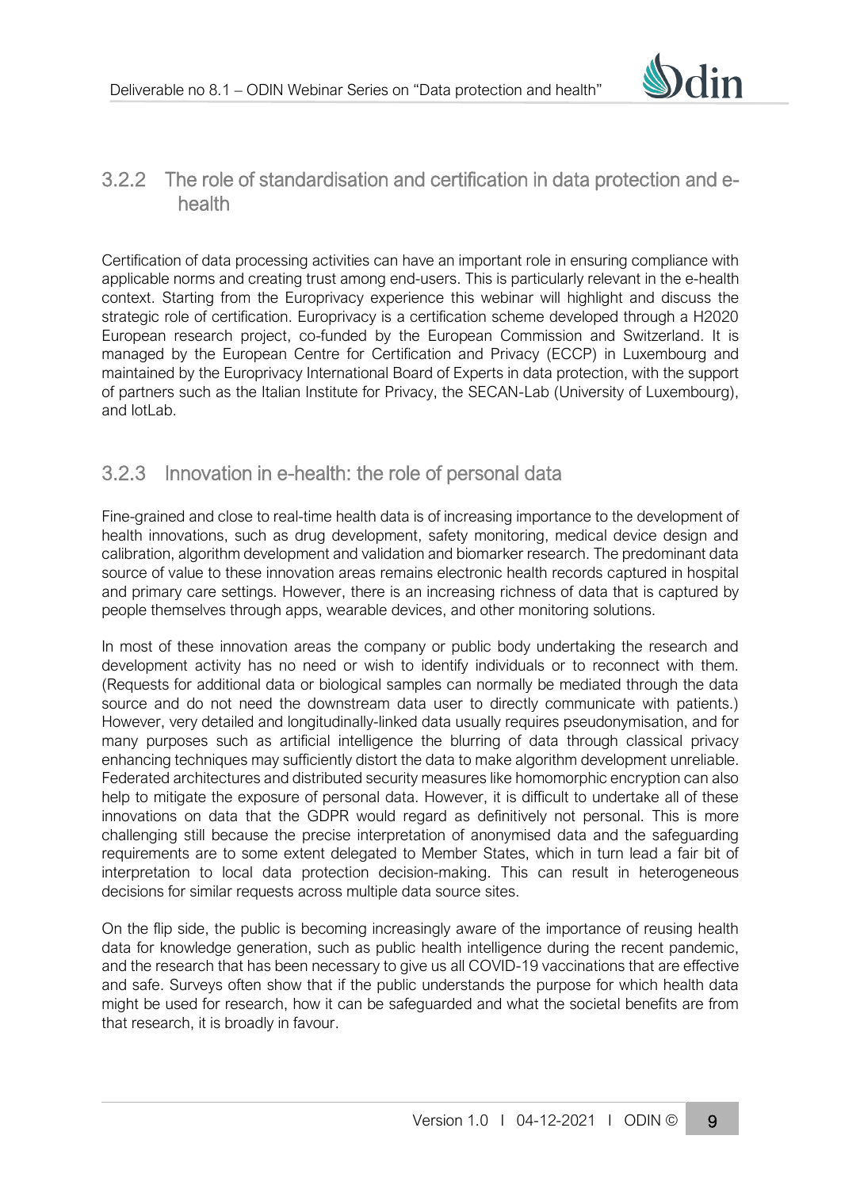### 3.2.2 The role of standardisation and certification in data protection and e-health

Certification of data processing activities can have an important role in ensuring compliance with applicable norms and creating trust among end-users. This is particularly relevant in the e-health context. Starting from the Europrivacy experience this webinar will highlight and discuss the strategic role of certification. Europrivacy is a certification scheme developed through a H2020 European research project, co-funded by the European Commission and Switzerland. It is managed by the European Centre for Certification and Privacy (ECCP) in Luxembourg and maintained by the Europrivacy International Board of Experts in data protection, with the support of partners such as the Italian Institute for Privacy, the SECAN-Lab (University of Luxembourg), and IotLab.

### 3.2.3 Innovation in e-health: the role of personal data

Fine-grained and close to real-time health data is of increasing importance to the development of health innovations, such as drug development, safety monitoring, medical device design and calibration, algorithm development and validation and biomarker research. The predominant data source of value to these innovation areas remains electronic health records captured in hospital and primary care settings. However, there is an increasing richness of data that is captured by people themselves through apps, wearable devices, and other monitoring solutions.

In most of these innovation areas the company or public body undertaking the research and development activity has no need or wish to identify individuals or to reconnect with them. (Requests for additional data or biological samples can normally be mediated through the data source and do not need the downstream data user to directly communicate with patients.) However, very detailed and longitudinally-linked data usually requires pseudonymisation, and for many purposes such as artificial intelligence the blurring of data through classical privacy enhancing techniques may sufficiently distort the data to make algorithm development unreliable. Federated architectures and distributed security measures like homomorphic encryption can also help to mitigate the exposure of personal data. However, it is difficult to undertake all of these innovations on data that the GDPR would regard as definitively not personal. This is more challenging still because the precise interpretation of anonymised data and the safeguarding requirements are to some extent delegated to Member States, which in turn lead a fair bit of interpretation to local data protection decision-making. This can result in heterogeneous decisions for similar requests across multiple data source sites.

On the flip side, the public is becoming increasingly aware of the importance of reusing health data for knowledge generation, such as public health intelligence during the recent pandemic, and the research that has been necessary to give us all COVID-19 vaccinations that are effective and safe. Surveys often show that if the public understands the purpose for which health data might be used for research, how it can be safeguarded and what the societal benefits are from that research, it is broadly in favour.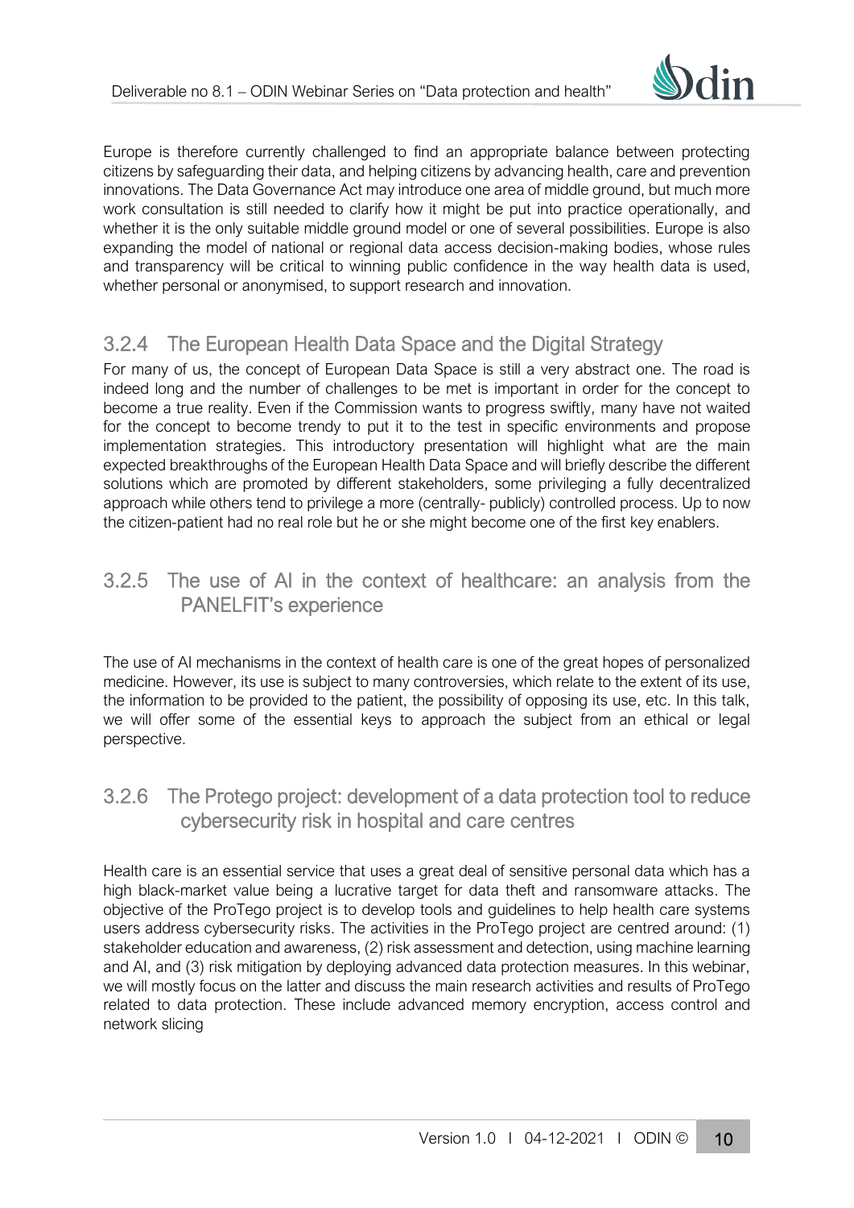Europe is therefore currently challenged to find an appropriate balance between protecting citizens by safeguarding their data, and helping citizens by advancing health, care and prevention innovations. The Data Governance Act may introduce one area of middle ground, but much more work consultation is still needed to clarify how it might be put into practice operationally, and whether it is the only suitable middle ground model or one of several possibilities. Europe is also expanding the model of national or regional data access decision-making bodies, whose rules and transparency will be critical to winning public confidence in the way health data is used, whether personal or anonymised, to support research and innovation.

### 3.2.4 The European Health Data Space and the Digital Strategy

For many of us, the concept of European Data Space is still a very abstract one. The road is indeed long and the number of challenges to be met is important in order for the concept to become a true reality. Even if the Commission wants to progress swiftly, many have not waited for the concept to become trendy to put it to the test in specific environments and propose implementation strategies. This introductory presentation will highlight what are the main expected breakthroughs of the European Health Data Space and will briefly describe the different solutions which are promoted by different stakeholders, some privileging a fully decentralized approach while others tend to privilege a more (centrally- publicly) controlled process. Up to now the citizen-patient had no real role but he or she might become one of the first key enablers.

### 3.2.5 The use of AI in the context of healthcare: an analysis from the PANELFIT's experience

The use of AI mechanisms in the context of health care is one of the great hopes of personalized medicine. However, its use is subject to many controversies, which relate to the extent of its use, the information to be provided to the patient, the possibility of opposing its use, etc. In this talk, we will offer some of the essential keys to approach the subject from an ethical or legal perspective.

### 3.2.6 The Protego project: development of a data protection tool to reduce cybersecurity risk in hospital and care centres

Health care is an essential service that uses a great deal of sensitive personal data which has a high black-market value being a lucrative target for data theft and ransomware attacks. The objective of the ProTego project is to develop tools and guidelines to help health care systems users address cybersecurity risks. The activities in the ProTego project are centred around: (1) stakeholder education and awareness, (2) risk assessment and detection, using machine learning and AI, and (3) risk mitigation by deploying advanced data protection measures. In this webinar, we will mostly focus on the latter and discuss the main research activities and results of ProTego related to data protection. These include advanced memory encryption, access control and network slicing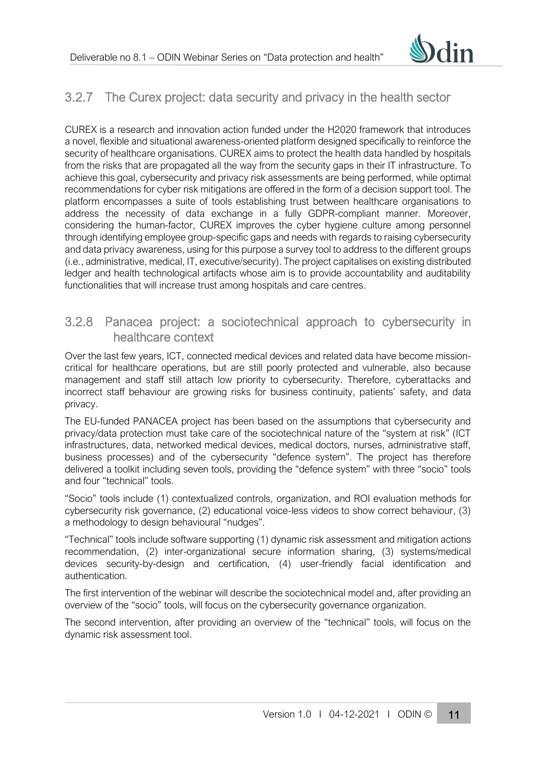### 3.2.7 The Curex project: data security and privacy in the health sector

CUREX is a research and innovation action funded under the H2020 framework that introduces a novel, flexible and situational awareness-oriented platform designed specifically to reinforce the security of healthcare organisations. CUREX aims to protect the health data handled by hospitals from the risks that are propagated all the way from the security gaps in their IT infrastructure. To achieve this goal, cybersecurity and privacy risk assessments are being performed, while optimal recommendations for cyber risk mitigations are offered in the form of a decision support tool. The platform encompasses a suite of tools establishing trust between healthcare organisations to address the necessity of data exchange in a fully GDPR-compliant manner. Moreover, considering the human-factor, CUREX improves the cyber hygiene culture among personnel through identifying employee group-specific gaps and needs with regards to raising cybersecurity and data privacy awareness, using for this purpose a survey tool to address to the different groups (i.e., administrative, medical, IT, executive/security). The project capitalises on existing distributed ledger and health technological artifacts whose aim is to provide accountability and auditability functionalities that will increase trust among hospitals and care centres.

### 3.2.8 Panacea project: a sociotechnical approach to cybersecurity in healthcare context

Over the last few years, ICT, connected medical devices and related data have become mission-critical for healthcare operations, but are still poorly protected and vulnerable, also because management and staff still attach low priority to cybersecurity. Therefore, cyberattacks and incorrect staff behaviour are growing risks for business continuity, patients' safety, and data privacy.

The EU-funded PANACEA project has been based on the assumptions that cybersecurity and privacy/data protection must take care of the sociotechnical nature of the "system at risk" (ICT infrastructures, data, networked medical devices, medical doctors, nurses, administrative staff, business processes) and of the cybersecurity "defence system". The project has therefore delivered a toolkit including seven tools, providing the "defence system" with three "socio" tools and four "technical" tools.

"Socio" tools include (1) contextualized controls, organization, and ROI evaluation methods for cybersecurity risk governance, (2) educational voice-less videos to show correct behaviour, (3) a methodology to design behavioural "nudges".

"Technical" tools include software supporting (1) dynamic risk assessment and mitigation actions recommendation, (2) inter-organizational secure information sharing, (3) systems/medical devices security-by-design and certification, (4) user-friendly facial identification and authentication.

The first intervention of the webinar will describe the sociotechnical model and, after providing an overview of the "socio" tools, will focus on the cybersecurity governance organization.

The second intervention, after providing an overview of the "technical" tools, will focus on the dynamic risk assessment tool.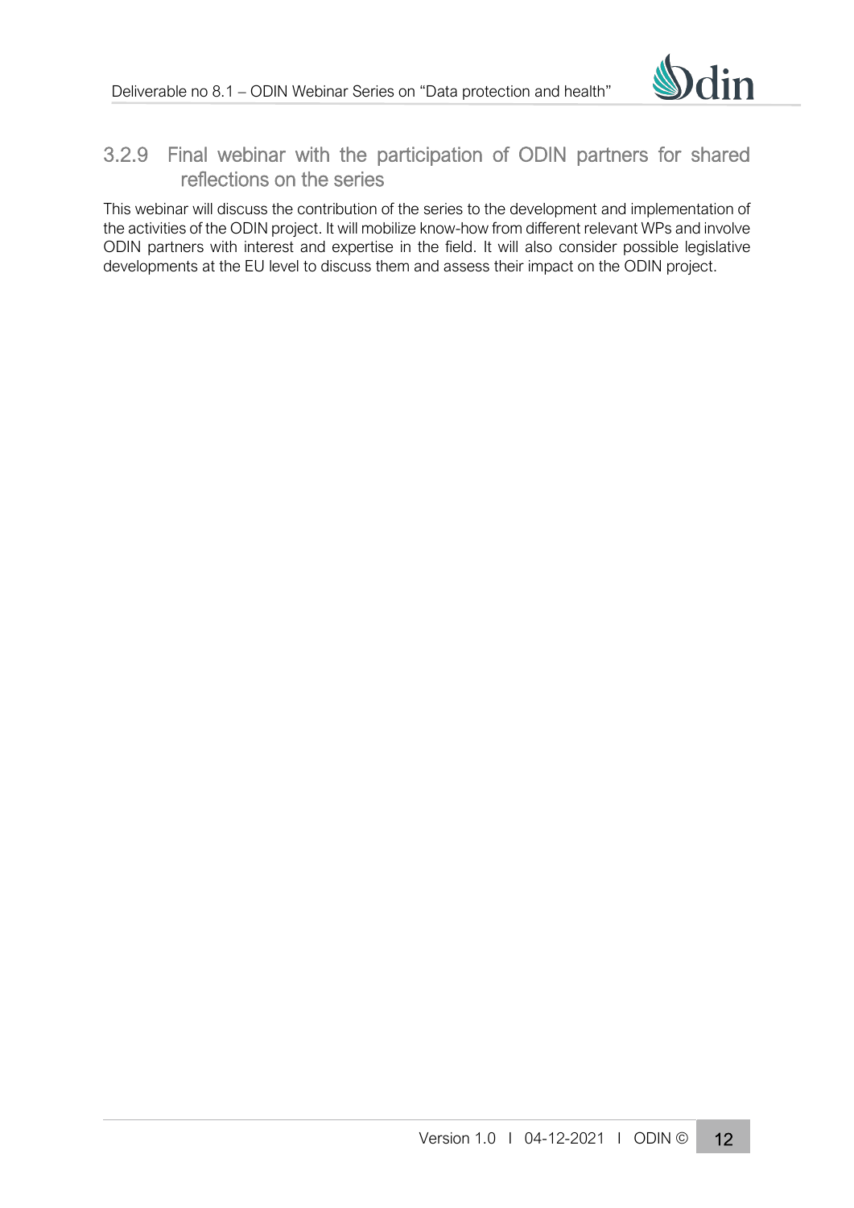### 3.2.9 Final webinar with the participation of ODIN partners for shared reflections on the series

This webinar will discuss the contribution of the series to the development and implementation of the activities of the ODIN project. It will mobilize know-how from different relevant WPs and involve ODIN partners with interest and expertise in the field. It will also consider possible legislative developments at the EU level to discuss them and assess their impact on the ODIN project.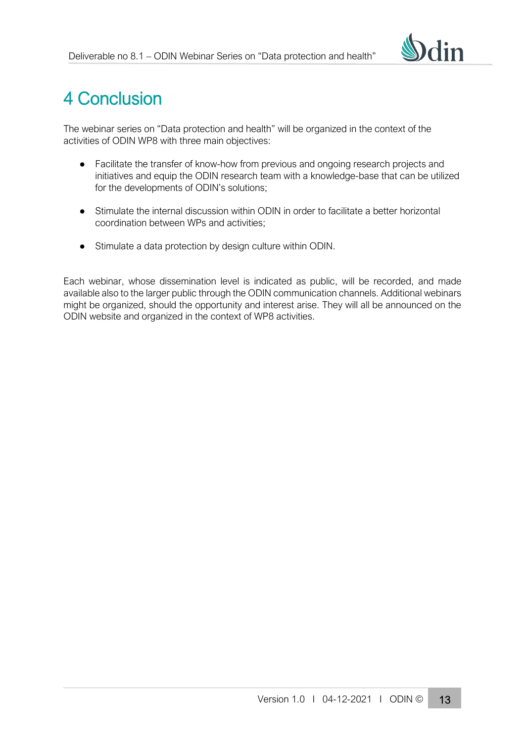# 4 Conclusion

The webinar series on "Data protection and health" will be organized in the context of the activities of ODIN WP8 with three main objectives:

- Facilitate the transfer of know-how from previous and ongoing research projects and initiatives and equip the ODIN research team with a knowledge-base that can be utilized for the developments of ODIN's solutions;
- Stimulate the internal discussion within ODIN in order to facilitate a better horizontal coordination between WPs and activities;
- Stimulate a data protection by design culture within ODIN.

Each webinar, whose dissemination level is indicated as public, will be recorded, and made available also to the larger public through the ODIN communication channels. Additional webinars might be organized, should the opportunity and interest arise. They will all be announced on the ODIN website and organized in the context of WP8 activities.